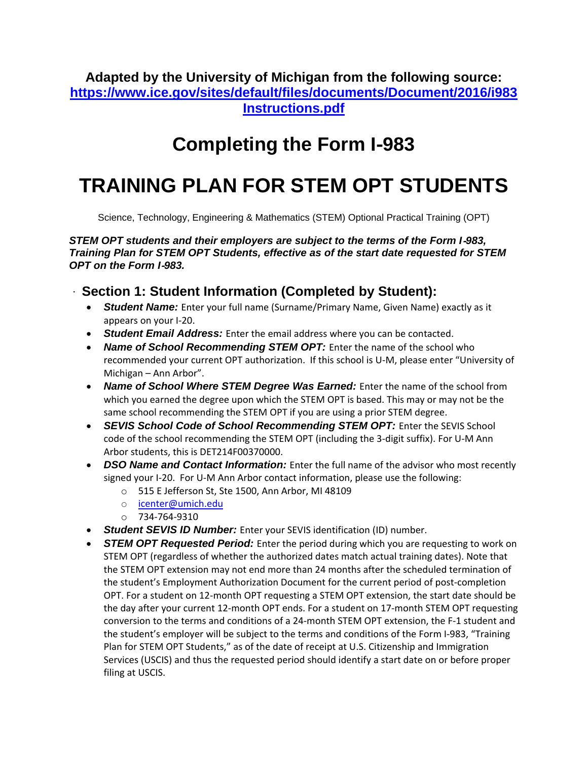**Adapted by the University of Michigan from the following source:**
**[https://www.ice.gov/sites/default/files/documents/Document/2016/i983Instructions.pdf](https://www.ice.gov/sites/default/files/documents/Document/2016/i983Instructions.pdf)**

# Completing the Form I-983

# TRAINING PLAN FOR STEM OPT STUDENTS

Science, Technology, Engineering & Mathematics (STEM) Optional Practical Training (OPT)

***STEM OPT students and their employers are subject to the terms of the Form I-983, Training Plan for STEM OPT Students, effective as of the start date requested for STEM OPT on the Form I-983.***

## Section 1: Student Information (Completed by Student):

- ***Student Name:*** Enter your full name (Surname/Primary Name, Given Name) exactly as it appears on your I-20.
- ***Student Email Address:*** Enter the email address where you can be contacted.
- ***Name of School Recommending STEM OPT:*** Enter the name of the school who recommended your current OPT authorization. If this school is U-M, please enter "University of Michigan – Ann Arbor".
- ***Name of School Where STEM Degree Was Earned:*** Enter the name of the school from which you earned the degree upon which the STEM OPT is based. This may or may not be the same school recommending the STEM OPT if you are using a prior STEM degree.
- ***SEVIS School Code of School Recommending STEM OPT:*** Enter the SEVIS School code of the school recommending the STEM OPT (including the 3-digit suffix). For U-M Ann Arbor students, this is DET214F00370000.
- ***DSO Name and Contact Information:*** Enter the full name of the advisor who most recently signed your I-20. For U-M Ann Arbor contact information, please use the following:
  - 515 E Jefferson St, Ste 1500, Ann Arbor, MI 48109
  - icenter@umich.edu
  - 734-764-9310
- ***Student SEVIS ID Number:*** Enter your SEVIS identification (ID) number.
- ***STEM OPT Requested Period:*** Enter the period during which you are requesting to work on STEM OPT (regardless of whether the authorized dates match actual training dates). Note that the STEM OPT extension may not end more than 24 months after the scheduled termination of the student's Employment Authorization Document for the current period of post-completion OPT. For a student on 12-month OPT requesting a STEM OPT extension, the start date should be the day after your current 12-month OPT ends. For a student on 17-month STEM OPT requesting conversion to the terms and conditions of a 24-month STEM OPT extension, the F-1 student and the student's employer will be subject to the terms and conditions of the Form I-983, "Training Plan for STEM OPT Students," as of the date of receipt at U.S. Citizenship and Immigration Services (USCIS) and thus the requested period should identify a start date on or before proper filing at USCIS.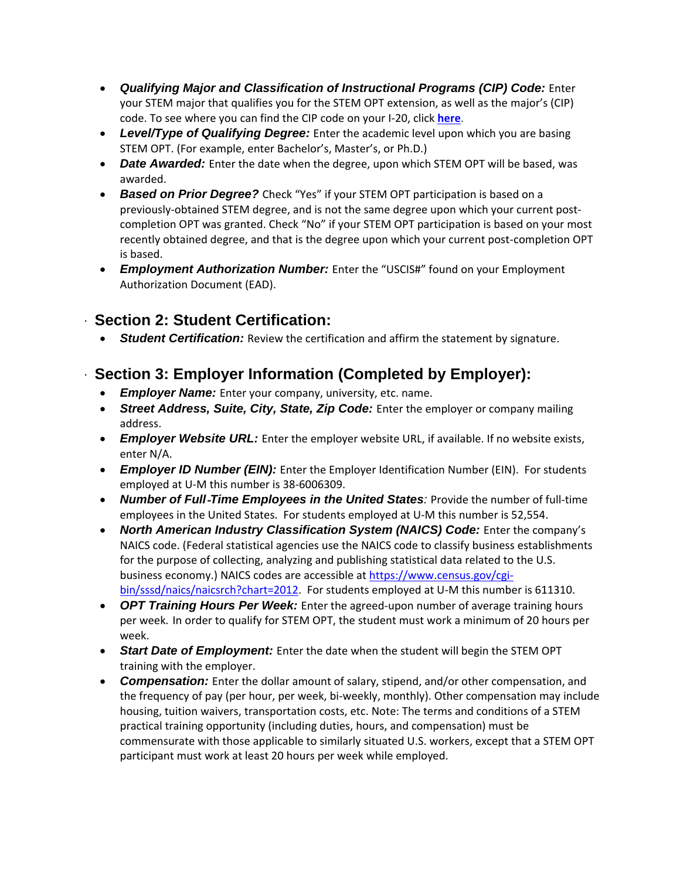- ***Qualifying Major and Classification of Instructional Programs (CIP) Code:*** Enter your STEM major that qualifies you for the STEM OPT extension, as well as the major's (CIP) code. To see where you can find the CIP code on your I-20, click **[here](#)**.
- ***Level/Type of Qualifying Degree:*** Enter the academic level upon which you are basing STEM OPT. (For example, enter Bachelor's, Master's, or Ph.D.)
- ***Date Awarded:*** Enter the date when the degree, upon which STEM OPT will be based, was awarded.
- ***Based on Prior Degree?*** Check "Yes" if your STEM OPT participation is based on a previously-obtained STEM degree, and is not the same degree upon which your current post-completion OPT was granted. Check "No" if your STEM OPT participation is based on your most recently obtained degree, and that is the degree upon which your current post-completion OPT is based.
- ***Employment Authorization Number:*** Enter the "USCIS#" found on your Employment Authorization Document (EAD).

## Section 2: Student Certification:

- ***Student Certification:*** Review the certification and affirm the statement by signature.

## Section 3: Employer Information (Completed by Employer):

- ***Employer Name:*** Enter your company, university, etc. name.
- ***Street Address, Suite, City, State, Zip Code:*** Enter the employer or company mailing address.
- ***Employer Website URL:*** Enter the employer website URL, if available. If no website exists, enter N/A.
- ***Employer ID Number (EIN):*** Enter the Employer Identification Number (EIN). For students employed at U-M this number is 38-6006309.
- ***Number of Full-Time Employees in the United States:*** Provide the number of full-time employees in the United States. For students employed at U-M this number is 52,554.
- ***North American Industry Classification System (NAICS) Code:*** Enter the company's NAICS code. (Federal statistical agencies use the NAICS code to classify business establishments for the purpose of collecting, analyzing and publishing statistical data related to the U.S. business economy.) NAICS codes are accessible at https://www.census.gov/cgi-bin/sssd/naics/naicsrch?chart=2012. For students employed at U-M this number is 611310.
- ***OPT Training Hours Per Week:*** Enter the agreed-upon number of average training hours per week. In order to qualify for STEM OPT, the student must work a minimum of 20 hours per week.
- ***Start Date of Employment:*** Enter the date when the student will begin the STEM OPT training with the employer.
- ***Compensation:*** Enter the dollar amount of salary, stipend, and/or other compensation, and the frequency of pay (per hour, per week, bi-weekly, monthly). Other compensation may include housing, tuition waivers, transportation costs, etc. Note: The terms and conditions of a STEM practical training opportunity (including duties, hours, and compensation) must be commensurate with those applicable to similarly situated U.S. workers, except that a STEM OPT participant must work at least 20 hours per week while employed.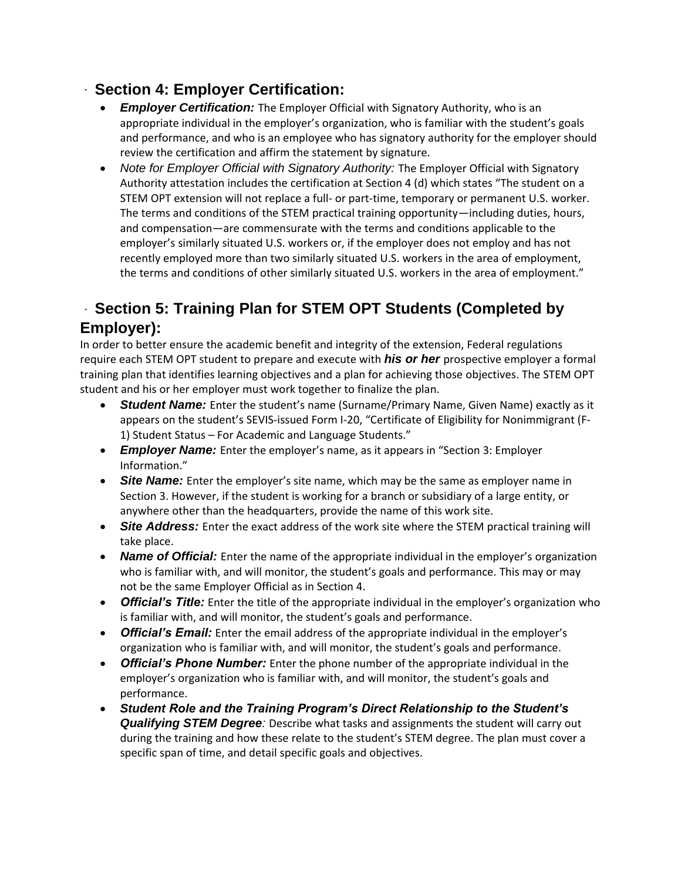## Section 4: Employer Certification:

- ***Employer Certification:*** The Employer Official with Signatory Authority, who is an appropriate individual in the employer's organization, who is familiar with the student's goals and performance, and who is an employee who has signatory authority for the employer should review the certification and affirm the statement by signature.
- *Note for Employer Official with Signatory Authority:* The Employer Official with Signatory Authority attestation includes the certification at Section 4 (d) which states "The student on a STEM OPT extension will not replace a full- or part-time, temporary or permanent U.S. worker. The terms and conditions of the STEM practical training opportunity—including duties, hours, and compensation—are commensurate with the terms and conditions applicable to the employer's similarly situated U.S. workers or, if the employer does not employ and has not recently employed more than two similarly situated U.S. workers in the area of employment, the terms and conditions of other similarly situated U.S. workers in the area of employment."

## Section 5: Training Plan for STEM OPT Students (Completed by Employer):

In order to better ensure the academic benefit and integrity of the extension, Federal regulations require each STEM OPT student to prepare and execute with ***his or her*** prospective employer a formal training plan that identifies learning objectives and a plan for achieving those objectives. The STEM OPT student and his or her employer must work together to finalize the plan.

- ***Student Name:*** Enter the student's name (Surname/Primary Name, Given Name) exactly as it appears on the student's SEVIS-issued Form I-20, "Certificate of Eligibility for Nonimmigrant (F-1) Student Status – For Academic and Language Students."
- ***Employer Name:*** Enter the employer's name, as it appears in "Section 3: Employer Information."
- ***Site Name:*** Enter the employer's site name, which may be the same as employer name in Section 3. However, if the student is working for a branch or subsidiary of a large entity, or anywhere other than the headquarters, provide the name of this work site.
- ***Site Address:*** Enter the exact address of the work site where the STEM practical training will take place.
- ***Name of Official:*** Enter the name of the appropriate individual in the employer's organization who is familiar with, and will monitor, the student's goals and performance. This may or may not be the same Employer Official as in Section 4.
- ***Official's Title:*** Enter the title of the appropriate individual in the employer's organization who is familiar with, and will monitor, the student's goals and performance.
- ***Official's Email:*** Enter the email address of the appropriate individual in the employer's organization who is familiar with, and will monitor, the student's goals and performance.
- ***Official's Phone Number:*** Enter the phone number of the appropriate individual in the employer's organization who is familiar with, and will monitor, the student's goals and performance.
- ***Student Role and the Training Program's Direct Relationship to the Student's Qualifying STEM Degree:*** Describe what tasks and assignments the student will carry out during the training and how these relate to the student's STEM degree. The plan must cover a specific span of time, and detail specific goals and objectives.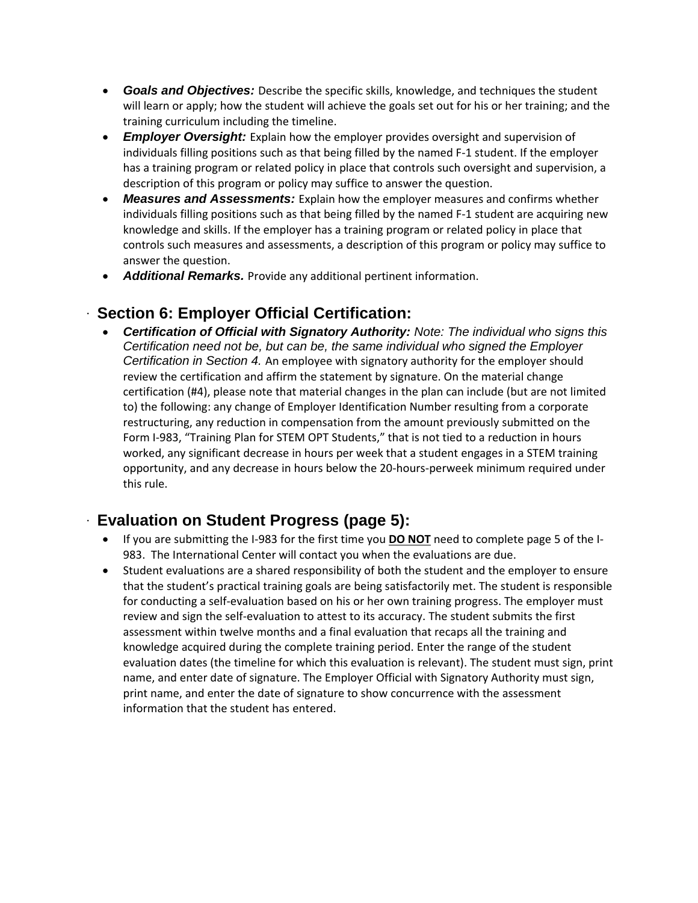- ***Goals and Objectives:*** Describe the specific skills, knowledge, and techniques the student will learn or apply; how the student will achieve the goals set out for his or her training; and the training curriculum including the timeline.
- ***Employer Oversight:*** Explain how the employer provides oversight and supervision of individuals filling positions such as that being filled by the named F-1 student. If the employer has a training program or related policy in place that controls such oversight and supervision, a description of this program or policy may suffice to answer the question.
- ***Measures and Assessments:*** Explain how the employer measures and confirms whether individuals filling positions such as that being filled by the named F-1 student are acquiring new knowledge and skills. If the employer has a training program or related policy in place that controls such measures and assessments, a description of this program or policy may suffice to answer the question.
- ***Additional Remarks.*** Provide any additional pertinent information.

## Section 6: Employer Official Certification:

- ***Certification of Official with Signatory Authority:*** *Note: The individual who signs this Certification need not be, but can be, the same individual who signed the Employer Certification in Section 4.* An employee with signatory authority for the employer should review the certification and affirm the statement by signature. On the material change certification (#4), please note that material changes in the plan can include (but are not limited to) the following: any change of Employer Identification Number resulting from a corporate restructuring, any reduction in compensation from the amount previously submitted on the Form I-983, "Training Plan for STEM OPT Students," that is not tied to a reduction in hours worked, any significant decrease in hours per week that a student engages in a STEM training opportunity, and any decrease in hours below the 20-hours-perweek minimum required under this rule.

## Evaluation on Student Progress (page 5):

- If you are submitting the I-983 for the first time you **DO NOT** need to complete page 5 of the I-983. The International Center will contact you when the evaluations are due.
- Student evaluations are a shared responsibility of both the student and the employer to ensure that the student's practical training goals are being satisfactorily met. The student is responsible for conducting a self-evaluation based on his or her own training progress. The employer must review and sign the self-evaluation to attest to its accuracy. The student submits the first assessment within twelve months and a final evaluation that recaps all the training and knowledge acquired during the complete training period. Enter the range of the student evaluation dates (the timeline for which this evaluation is relevant). The student must sign, print name, and enter date of signature. The Employer Official with Signatory Authority must sign, print name, and enter the date of signature to show concurrence with the assessment information that the student has entered.